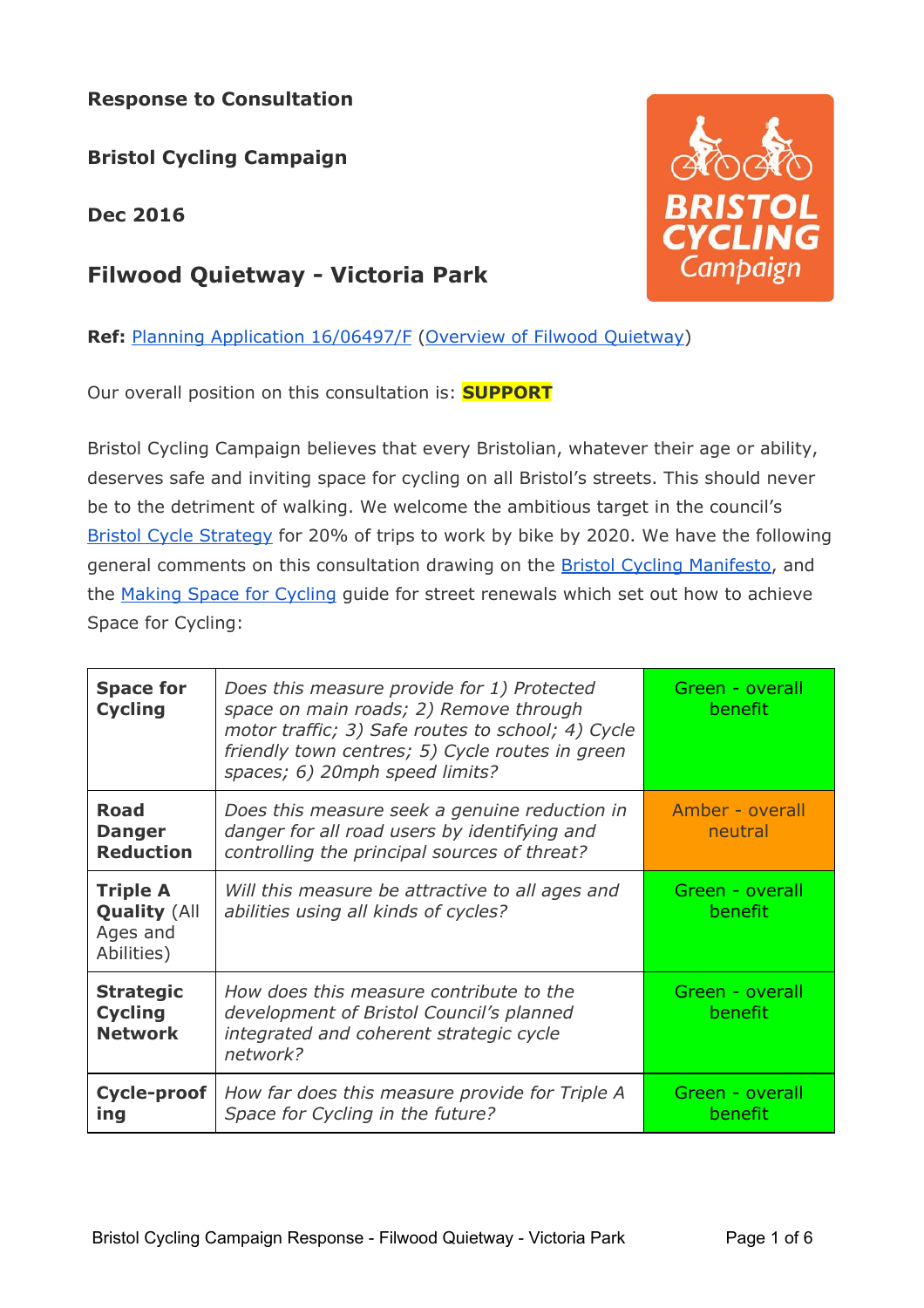**Response to Consultation**

**Bristol Cycling Campaign**

**Dec 2016**

## Filwood Quietway - Victoria Park

**Ref:** Planning Application 16/06497/F (Overview of Filwood Quietway)

Our overall position on this consultation is: **SUPPORT**

Bristol Cycling Campaign believes that every Bristolian, whatever their age or ability, deserves safe and inviting space for cycling on all Bristol's streets. This should never be to the detriment of walking. We welcome the ambitious target in the council's Bristol Cycle Strategy for 20% of trips to work by bike by 2020. We have the following general comments on this consultation drawing on the Bristol Cycling Manifesto, and the Making Space for Cycling guide for street renewals which set out how to achieve Space for Cycling:

| | | |
|---|---|---|
| **Space for Cycling** | *Does this measure provide for 1) Protected space on main roads; 2) Remove through motor traffic; 3) Safe routes to school; 4) Cycle friendly town centres; 5) Cycle routes in green spaces; 6) 20mph speed limits?* | Green - overall benefit |
| **Road Danger Reduction** | *Does this measure seek a genuine reduction in danger for all road users by identifying and controlling the principal sources of threat?* | Amber - overall neutral |
| **Triple A Quality** (All Ages and Abilities) | *Will this measure be attractive to all ages and abilities using all kinds of cycles?* | Green - overall benefit |
| **Strategic Cycling Network** | *How does this measure contribute to the development of Bristol Council's planned integrated and coherent strategic cycle network?* | Green - overall benefit |
| **Cycle-proofing** | *How far does this measure provide for Triple A Space for Cycling in the future?* | Green - overall benefit |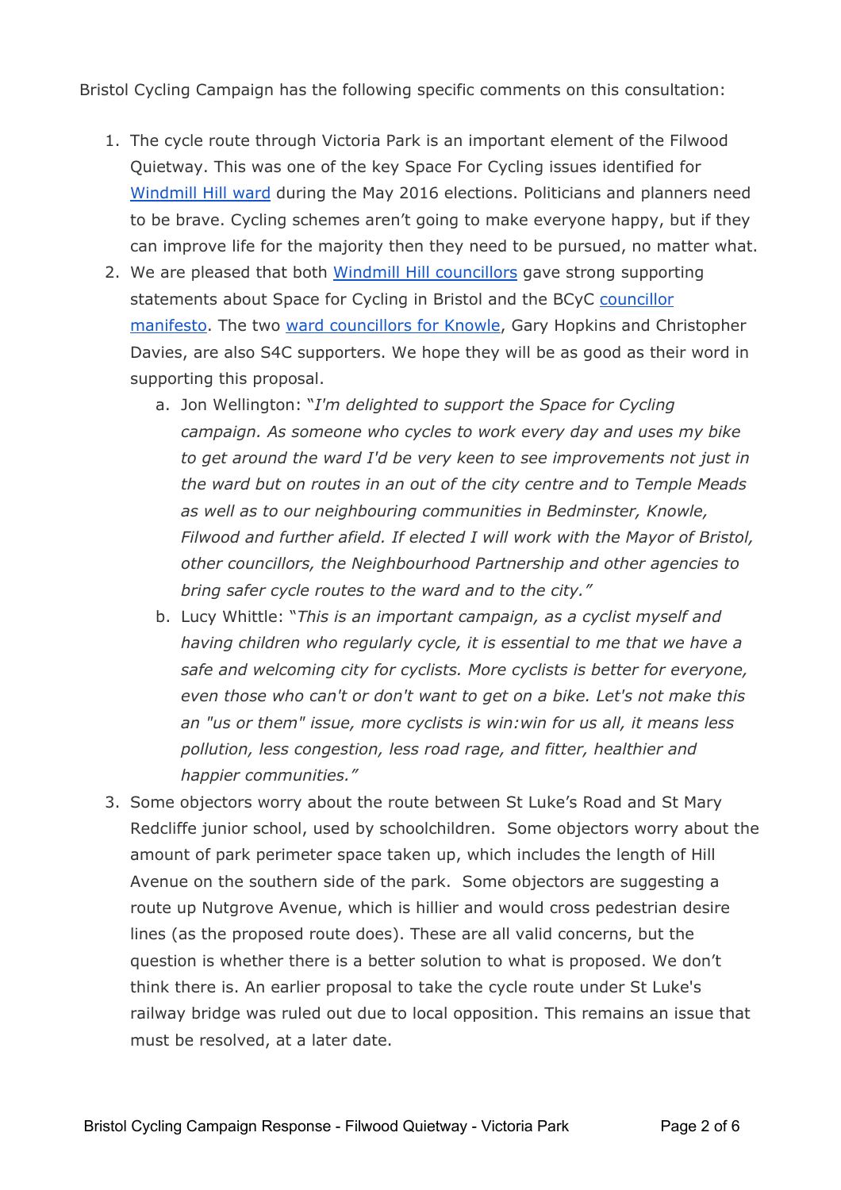Bristol Cycling Campaign has the following specific comments on this consultation:

1. The cycle route through Victoria Park is an important element of the Filwood Quietway. This was one of the key Space For Cycling issues identified for Windmill Hill ward during the May 2016 elections. Politicians and planners need to be brave. Cycling schemes aren't going to make everyone happy, but if they can improve life for the majority then they need to be pursued, no matter what.
2. We are pleased that both Windmill Hill councillors gave strong supporting statements about Space for Cycling in Bristol and the BCyC councillor manifesto. The two ward councillors for Knowle, Gary Hopkins and Christopher Davies, are also S4C supporters. We hope they will be as good as their word in supporting this proposal.
   a. Jon Wellington: "*I'm delighted to support the Space for Cycling campaign. As someone who cycles to work every day and uses my bike to get around the ward I'd be very keen to see improvements not just in the ward but on routes in an out of the city centre and to Temple Meads as well as to our neighbouring communities in Bedminster, Knowle, Filwood and further afield. If elected I will work with the Mayor of Bristol, other councillors, the Neighbourhood Partnership and other agencies to bring safer cycle routes to the ward and to the city.*"
   b. Lucy Whittle: "*This is an important campaign, as a cyclist myself and having children who regularly cycle, it is essential to me that we have a safe and welcoming city for cyclists. More cyclists is better for everyone, even those who can't or don't want to get on a bike. Let's not make this an "us or them" issue, more cyclists is win:win for us all, it means less pollution, less congestion, less road rage, and fitter, healthier and happier communities.*"
3. Some objectors worry about the route between St Luke's Road and St Mary Redcliffe junior school, used by schoolchildren. Some objectors worry about the amount of park perimeter space taken up, which includes the length of Hill Avenue on the southern side of the park. Some objectors are suggesting a route up Nutgrove Avenue, which is hillier and would cross pedestrian desire lines (as the proposed route does). These are all valid concerns, but the question is whether there is a better solution to what is proposed. We don't think there is. An earlier proposal to take the cycle route under St Luke's railway bridge was ruled out due to local opposition. This remains an issue that must be resolved, at a later date.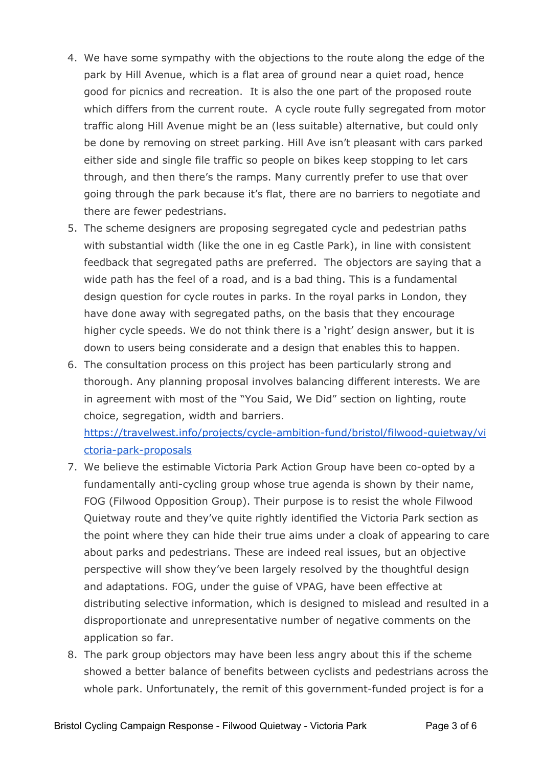4. We have some sympathy with the objections to the route along the edge of the park by Hill Avenue, which is a flat area of ground near a quiet road, hence good for picnics and recreation.  It is also the one part of the proposed route which differs from the current route.  A cycle route fully segregated from motor traffic along Hill Avenue might be an (less suitable) alternative, but could only be done by removing on street parking. Hill Ave isn't pleasant with cars parked either side and single file traffic so people on bikes keep stopping to let cars through, and then there's the ramps. Many currently prefer to use that over going through the park because it's flat, there are no barriers to negotiate and there are fewer pedestrians.
5. The scheme designers are proposing segregated cycle and pedestrian paths with substantial width (like the one in eg Castle Park), in line with consistent feedback that segregated paths are preferred.  The objectors are saying that a wide path has the feel of a road, and is a bad thing. This is a fundamental design question for cycle routes in parks. In the royal parks in London, they have done away with segregated paths, on the basis that they encourage higher cycle speeds. We do not think there is a 'right' design answer, but it is down to users being considerate and a design that enables this to happen.
6. The consultation process on this project has been particularly strong and thorough. Any planning proposal involves balancing different interests. We are in agreement with most of the "You Said, We Did" section on lighting, route choice, segregation, width and barriers. [https://travelwest.info/projects/cycle-ambition-fund/bristol/filwood-quietway/victoria-park-proposals](https://travelwest.info/projects/cycle-ambition-fund/bristol/filwood-quietway/victoria-park-proposals)
7. We believe the estimable Victoria Park Action Group have been co-opted by a fundamentally anti-cycling group whose true agenda is shown by their name, FOG (Filwood Opposition Group). Their purpose is to resist the whole Filwood Quietway route and they've quite rightly identified the Victoria Park section as the point where they can hide their true aims under a cloak of appearing to care about parks and pedestrians. These are indeed real issues, but an objective perspective will show they've been largely resolved by the thoughtful design and adaptations. FOG, under the guise of VPAG, have been effective at distributing selective information, which is designed to mislead and resulted in a disproportionate and unrepresentative number of negative comments on the application so far.
8. The park group objectors may have been less angry about this if the scheme showed a better balance of benefits between cyclists and pedestrians across the whole park. Unfortunately, the remit of this government-funded project is for a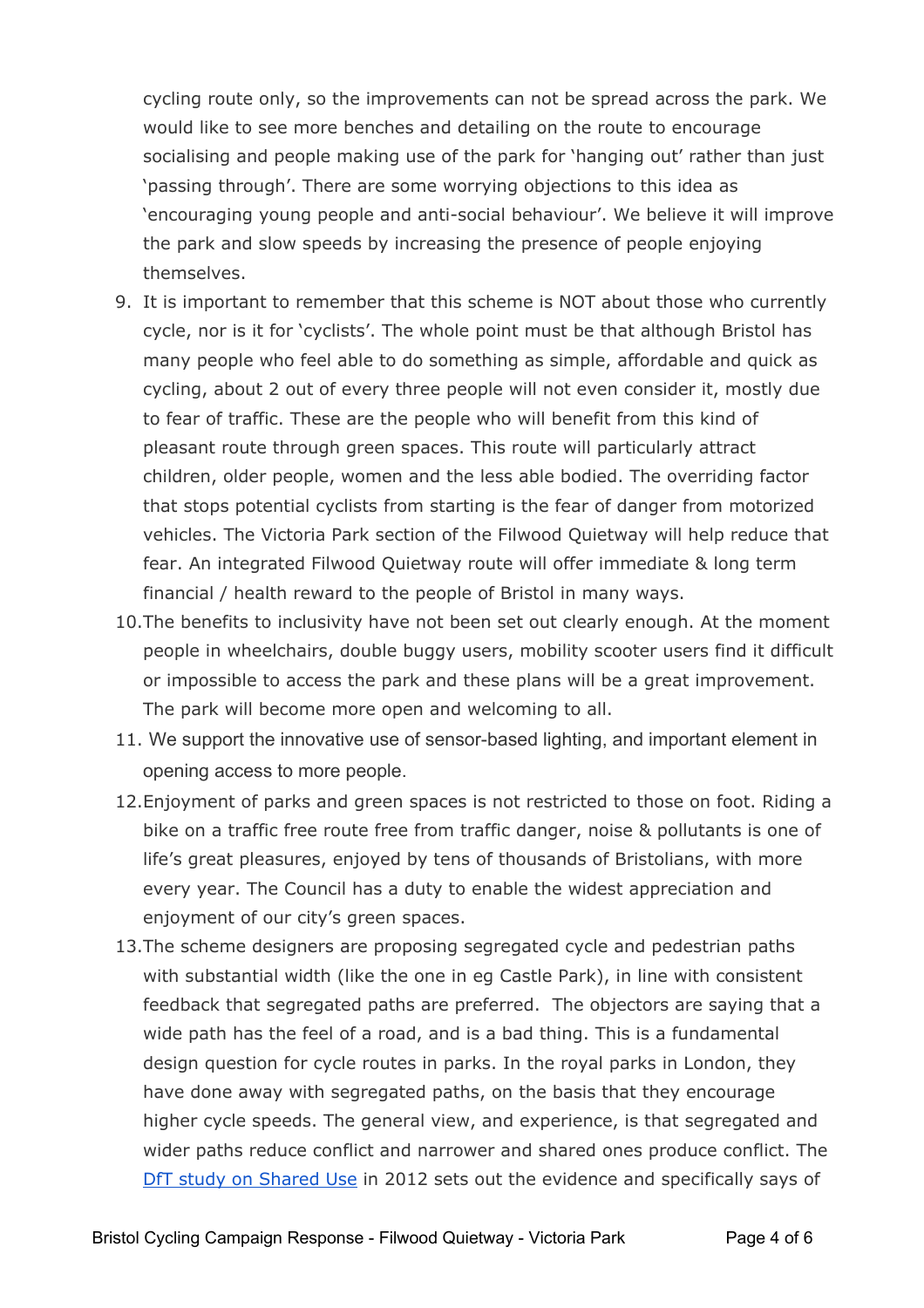cycling route only, so the improvements can not be spread across the park. We would like to see more benches and detailing on the route to encourage socialising and people making use of the park for 'hanging out' rather than just 'passing through'. There are some worrying objections to this idea as 'encouraging young people and anti-social behaviour'. We believe it will improve the park and slow speeds by increasing the presence of people enjoying themselves.

9. It is important to remember that this scheme is NOT about those who currently cycle, nor is it for 'cyclists'. The whole point must be that although Bristol has many people who feel able to do something as simple, affordable and quick as cycling, about 2 out of every three people will not even consider it, mostly due to fear of traffic. These are the people who will benefit from this kind of pleasant route through green spaces. This route will particularly attract children, older people, women and the less able bodied. The overriding factor that stops potential cyclists from starting is the fear of danger from motorized vehicles. The Victoria Park section of the Filwood Quietway will help reduce that fear. An integrated Filwood Quietway route will offer immediate & long term financial / health reward to the people of Bristol in many ways.
10. The benefits to inclusivity have not been set out clearly enough. At the moment people in wheelchairs, double buggy users, mobility scooter users find it difficult or impossible to access the park and these plans will be a great improvement. The park will become more open and welcoming to all.
11. We support the innovative use of sensor-based lighting, and important element in opening access to more people.
12. Enjoyment of parks and green spaces is not restricted to those on foot. Riding a bike on a traffic free route free from traffic danger, noise & pollutants is one of life's great pleasures, enjoyed by tens of thousands of Bristolians, with more every year. The Council has a duty to enable the widest appreciation and enjoyment of our city's green spaces.
13. The scheme designers are proposing segregated cycle and pedestrian paths with substantial width (like the one in eg Castle Park), in line with consistent feedback that segregated paths are preferred. The objectors are saying that a wide path has the feel of a road, and is a bad thing. This is a fundamental design question for cycle routes in parks. In the royal parks in London, they have done away with segregated paths, on the basis that they encourage higher cycle speeds. The general view, and experience, is that segregated and wider paths reduce conflict and narrower and shared ones produce conflict. The DfT study on Shared Use in 2012 sets out the evidence and specifically says of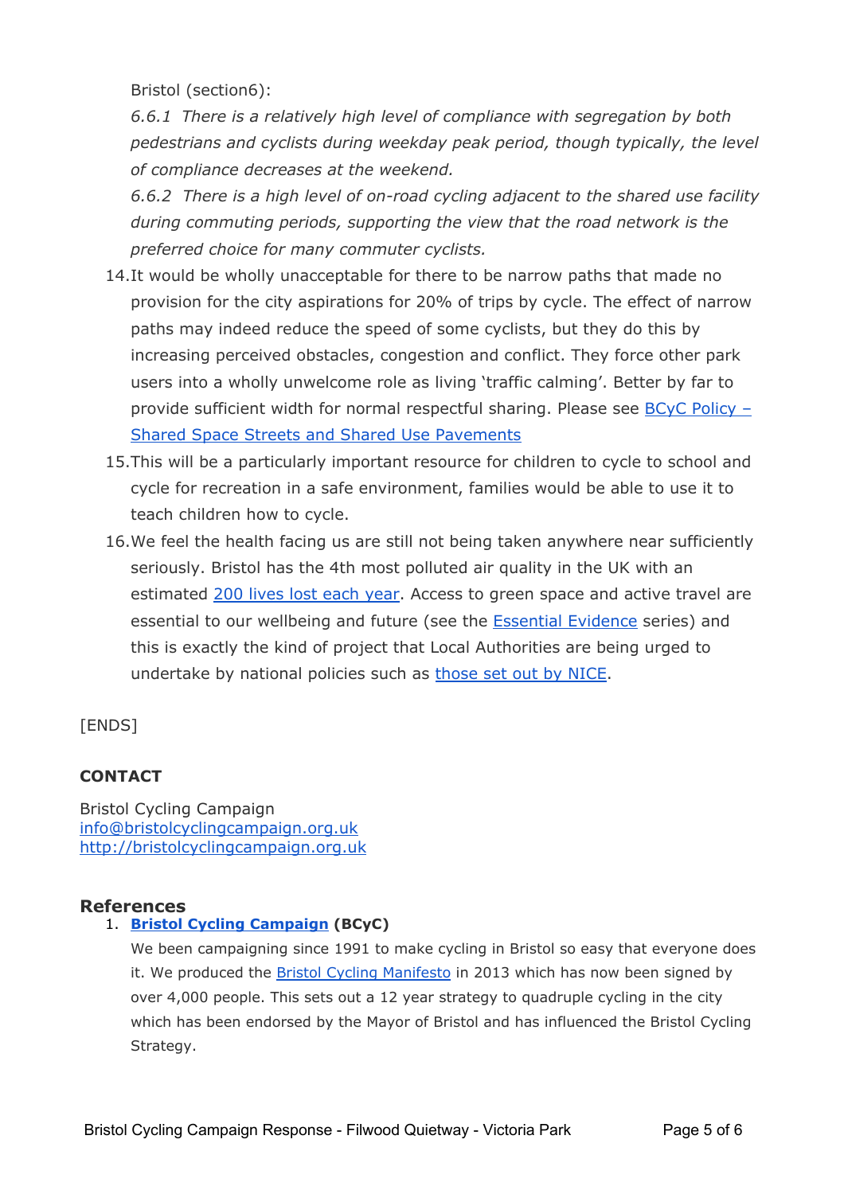Bristol (section6):

*6.6.1 There is a relatively high level of compliance with segregation by both pedestrians and cyclists during weekday peak period, though typically, the level of compliance decreases at the weekend.*

*6.6.2 There is a high level of on-road cycling adjacent to the shared use facility during commuting periods, supporting the view that the road network is the preferred choice for many commuter cyclists.*

14. It would be wholly unacceptable for there to be narrow paths that made no provision for the city aspirations for 20% of trips by cycle. The effect of narrow paths may indeed reduce the speed of some cyclists, but they do this by increasing perceived obstacles, congestion and conflict. They force other park users into a wholly unwelcome role as living 'traffic calming'. Better by far to provide sufficient width for normal respectful sharing. Please see [BCyC Policy – Shared Space Streets and Shared Use Pavements]()
15. This will be a particularly important resource for children to cycle to school and cycle for recreation in a safe environment, families would be able to use it to teach children how to cycle.
16. We feel the health facing us are still not being taken anywhere near sufficiently seriously. Bristol has the 4th most polluted air quality in the UK with an estimated [200 lives lost each year](). Access to green space and active travel are essential to our wellbeing and future (see the [Essential Evidence]() series) and this is exactly the kind of project that Local Authorities are being urged to undertake by national policies such as [those set out by NICE]().

[ENDS]

**CONTACT**

Bristol Cycling Campaign
info@bristolcyclingcampaign.org.uk
http://bristolcyclingcampaign.org.uk

## References

1. **[Bristol Cycling Campaign]() (BCyC)**

   We been campaigning since 1991 to make cycling in Bristol so easy that everyone does it. We produced the [Bristol Cycling Manifesto]() in 2013 which has now been signed by over 4,000 people. This sets out a 12 year strategy to quadruple cycling in the city which has been endorsed by the Mayor of Bristol and has influenced the Bristol Cycling Strategy.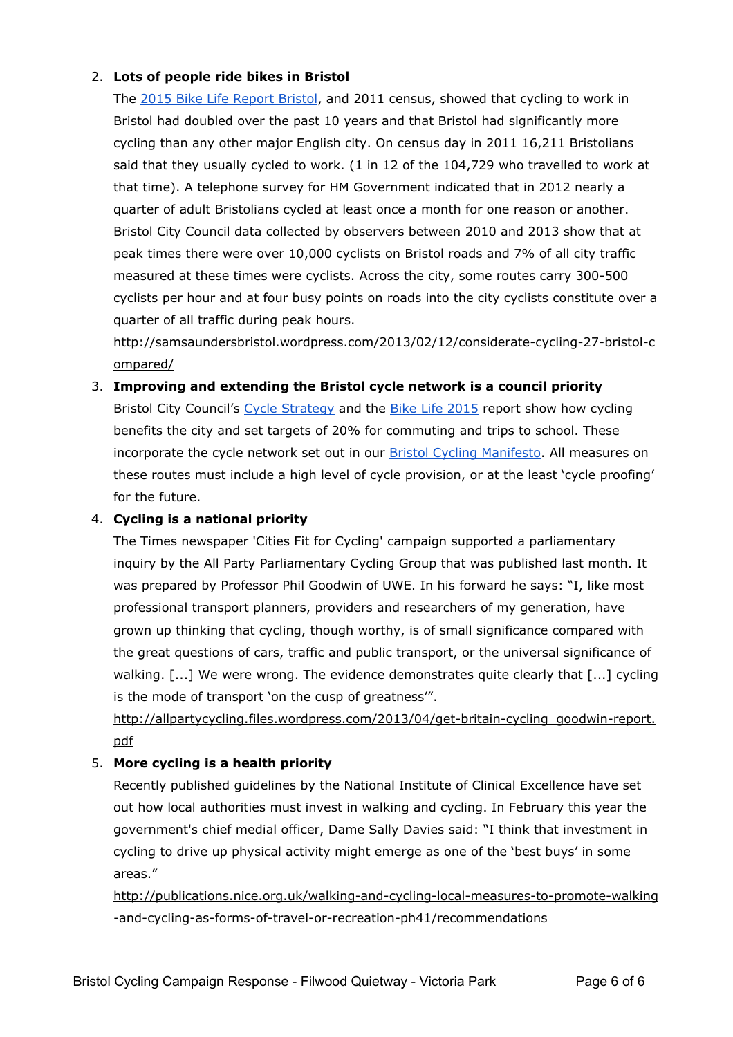2. **Lots of people ride bikes in Bristol**
   The 2015 Bike Life Report Bristol, and 2011 census, showed that cycling to work in Bristol had doubled over the past 10 years and that Bristol had significantly more cycling than any other major English city. On census day in 2011 16,211 Bristolians said that they usually cycled to work. (1 in 12 of the 104,729 who travelled to work at that time). A telephone survey for HM Government indicated that in 2012 nearly a quarter of adult Bristolians cycled at least once a month for one reason or another. Bristol City Council data collected by observers between 2010 and 2013 show that at peak times there were over 10,000 cyclists on Bristol roads and 7% of all city traffic measured at these times were cyclists. Across the city, some routes carry 300-500 cyclists per hour and at four busy points on roads into the city cyclists constitute over a quarter of all traffic during peak hours.
   http://samsaundersbristol.wordpress.com/2013/02/12/considerate-cycling-27-bristol-compared/

3. **Improving and extending the Bristol cycle network is a council priority**
   Bristol City Council's Cycle Strategy and the Bike Life 2015 report show how cycling benefits the city and set targets of 20% for commuting and trips to school. These incorporate the cycle network set out in our Bristol Cycling Manifesto. All measures on these routes must include a high level of cycle provision, or at the least 'cycle proofing' for the future.

4. **Cycling is a national priority**
   The Times newspaper 'Cities Fit for Cycling' campaign supported a parliamentary inquiry by the All Party Parliamentary Cycling Group that was published last month. It was prepared by Professor Phil Goodwin of UWE. In his forward he says: "I, like most professional transport planners, providers and researchers of my generation, have grown up thinking that cycling, though worthy, is of small significance compared with the great questions of cars, traffic and public transport, or the universal significance of walking. [...] We were wrong. The evidence demonstrates quite clearly that [...] cycling is the mode of transport 'on the cusp of greatness'".
   http://allpartycycling.files.wordpress.com/2013/04/get-britain-cycling_goodwin-report.pdf

5. **More cycling is a health priority**
   Recently published guidelines by the National Institute of Clinical Excellence have set out how local authorities must invest in walking and cycling. In February this year the government's chief medial officer, Dame Sally Davies said: "I think that investment in cycling to drive up physical activity might emerge as one of the 'best buys' in some areas."
   http://publications.nice.org.uk/walking-and-cycling-local-measures-to-promote-walking-and-cycling-as-forms-of-travel-or-recreation-ph41/recommendations